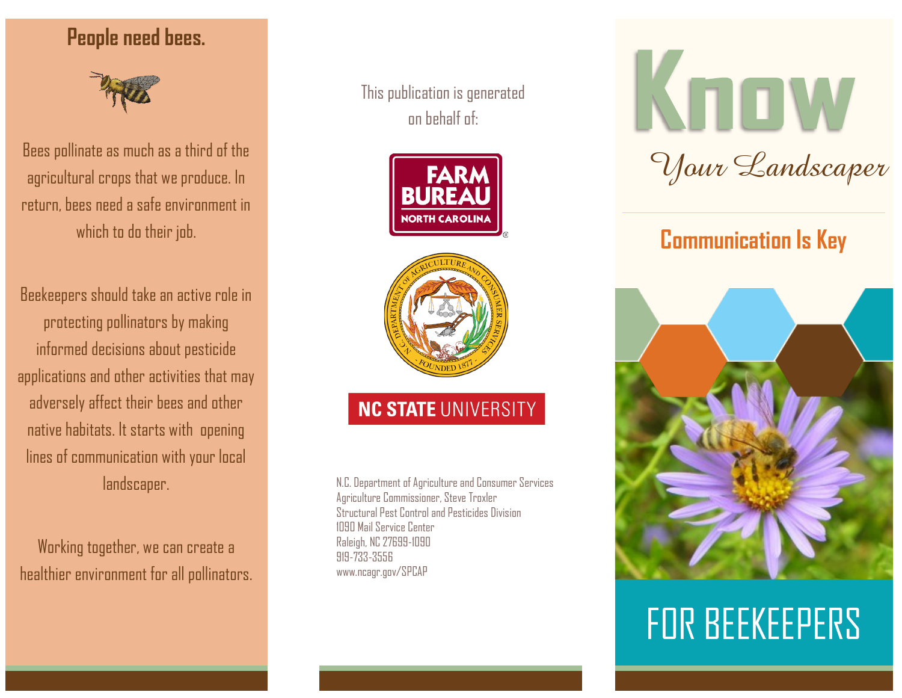## People need bees.

Bees pollinate as much as a third of the agricultural crops that we produce. In return, bees need a safe environment in which to do their job.

Beekeepers should take an active role in protecting pollinators by making informed decisions about pesticide applications and other activities that may adversely affect their bees and other native habitats. It starts with opening lines of communication with your local landscaper.

Working together, we can create a healthier environment for all pollinators.

This publication is generated on behalf of:

FARM BUREAU NORTH CAROLINA

NC STATE UNIVERSITY

N.C. Department of Agriculture and Consumer Services
Agriculture Commissioner, Steve Troxler
Structural Pest Control and Pesticides Division
1090 Mail Service Center
Raleigh, NC 27699-1090
919-733-3556
www.ncagr.gov/SPCAP

# Know *Your Landscaper*

## Communication Is Key

## FOR BEEKEEPERS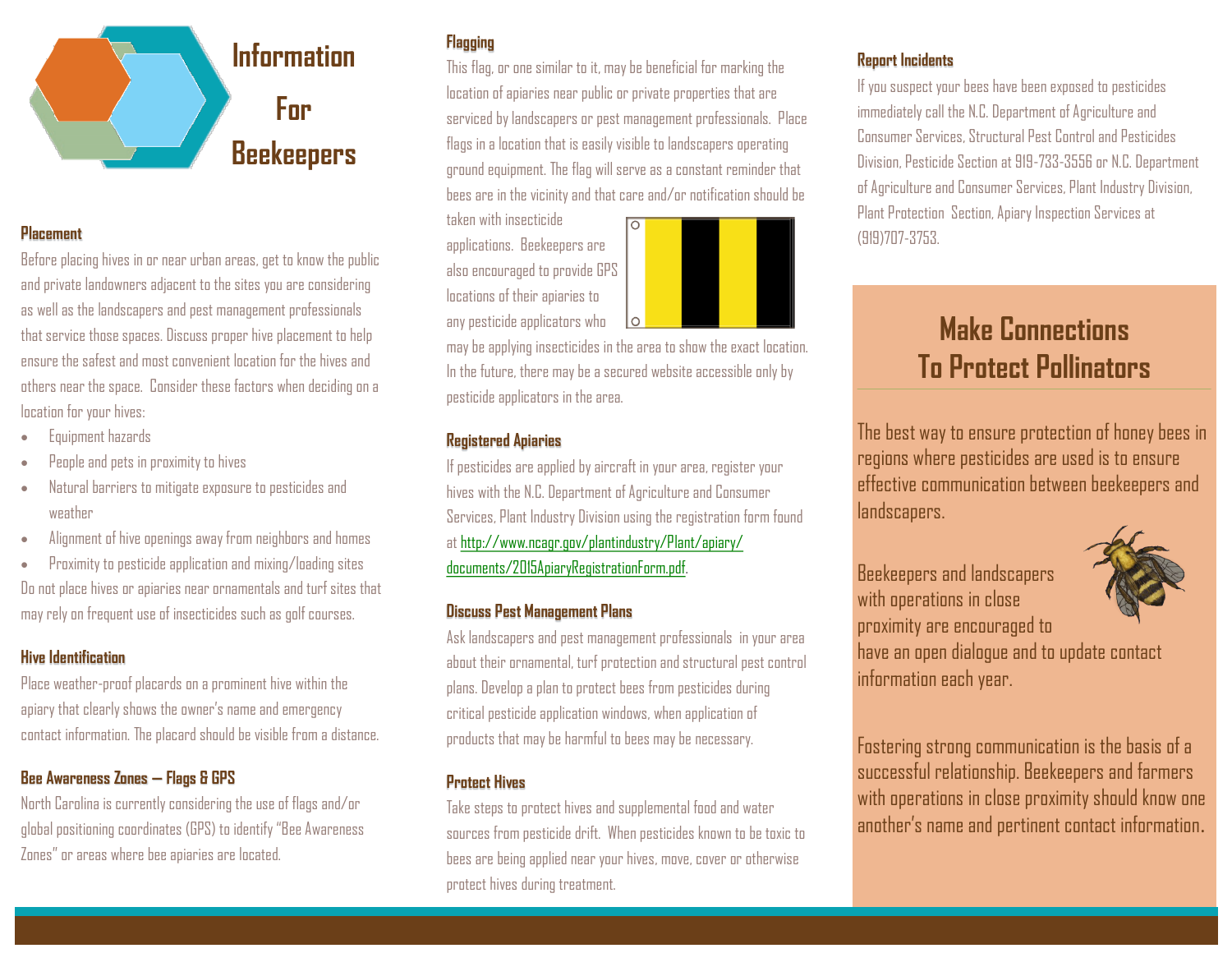# Information For Beekeepers

## Placement

Before placing hives in or near urban areas, get to know the public and private landowners adjacent to the sites you are considering as well as the landscapers and pest management professionals that service those spaces. Discuss proper hive placement to help ensure the safest and most convenient location for the hives and others near the space. Consider these factors when deciding on a location for your hives:

- Equipment hazards
- People and pets in proximity to hives
- Natural barriers to mitigate exposure to pesticides and weather
- Alignment of hive openings away from neighbors and homes
- Proximity to pesticide application and mixing/loading sites

Do not place hives or apiaries near ornamentals and turf sites that may rely on frequent use of insecticides such as golf courses.

## Hive Identification

Place weather-proof placards on a prominent hive within the apiary that clearly shows the owner's name and emergency contact information. The placard should be visible from a distance.

## Bee Awareness Zones — Flags & GPS

North Carolina is currently considering the use of flags and/or global positioning coordinates (GPS) to identify "Bee Awareness Zones" or areas where bee apiaries are located.

## Flagging

This flag, or one similar to it, may be beneficial for marking the location of apiaries near public or private properties that are serviced by landscapers or pest management professionals. Place flags in a location that is easily visible to landscapers operating ground equipment. The flag will serve as a constant reminder that bees are in the vicinity and that care and/or notification should be taken with insecticide applications. Beekeepers are also encouraged to provide GPS locations of their apiaries to any pesticide applicators who may be applying insecticides in the area to show the exact location. In the future, there may be a secured website accessible only by pesticide applicators in the area.

## Registered Apiaries

If pesticides are applied by aircraft in your area, register your hives with the N.C. Department of Agriculture and Consumer Services, Plant Industry Division using the registration form found at http://www.ncagr.gov/plantindustry/Plant/apiary/documents/2015ApiaryRegistrationForm.pdf.

## Discuss Pest Management Plans

Ask landscapers and pest management professionals in your area about their ornamental, turf protection and structural pest control plans. Develop a plan to protect bees from pesticides during critical pesticide application windows, when application of products that may be harmful to bees may be necessary.

## Protect Hives

Take steps to protect hives and supplemental food and water sources from pesticide drift. When pesticides known to be toxic to bees are being applied near your hives, move, cover or otherwise protect hives during treatment.

## Report Incidents

If you suspect your bees have been exposed to pesticides immediately call the N.C. Department of Agriculture and Consumer Services, Structural Pest Control and Pesticides Division, Pesticide Section at 919-733-3556 or N.C. Department of Agriculture and Consumer Services, Plant Industry Division, Plant Protection Section, Apiary Inspection Services at (919)707-3753.

## Make Connections To Protect Pollinators

The best way to ensure protection of honey bees in regions where pesticides are used is to ensure effective communication between beekeepers and landscapers.

Beekeepers and landscapers with operations in close proximity are encouraged to have an open dialogue and to update contact information each year.

Fostering strong communication is the basis of a successful relationship. Beekeepers and farmers with operations in close proximity should know one another's name and pertinent contact information.